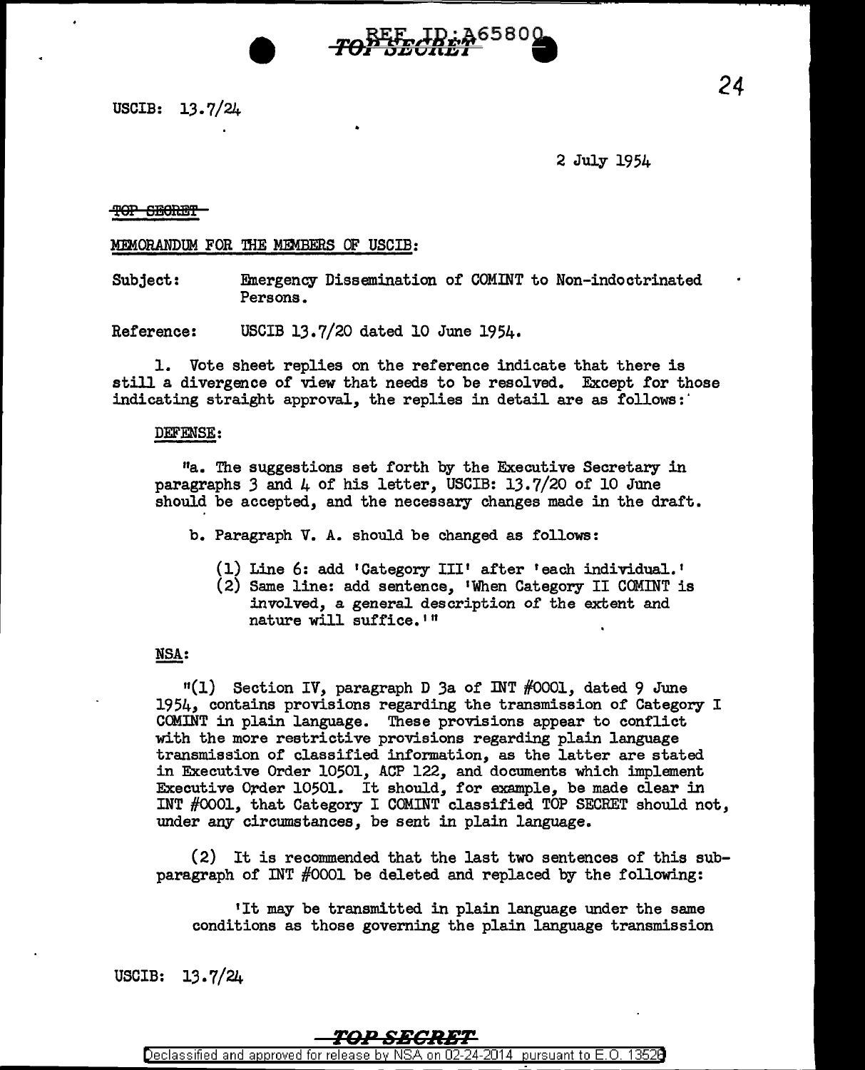USCIB: 13.7/24

2 July 1954

~~TOP SECRET~~

MEMORANDUM FOR THE MEMBERS OF USCIB:

Subject: Emergency Dissemination of COMINT to Non-indoctrinated Persons.

Reference: USCIB 13.7/20 dated 10 June 1954.

1. Vote sheet replies on the reference indicate that there is still a divergence of view that needs to be resolved. Except for those indicating straight approval, the replies in detail are as follows:

DEFENSE:

"a. The suggestions set forth by the Executive Secretary in paragraphs 3 and 4 of his letter, USCIB: 13.7/20 of 10 June should be accepted, and the necessary changes made in the draft.

b. Paragraph V. A. should be changed as follows:

(1) Line 6: add 'Category III' after 'each individual.'
(2) Same line: add sentence, 'When Category II COMINT is involved, a general description of the extent and nature will suffice.'"

NSA:

"(1) Section IV, paragraph D 3a of INT #0001, dated 9 June 1954, contains provisions regarding the transmission of Category I COMINT in plain language. These provisions appear to conflict with the more restrictive provisions regarding plain language transmission of classified information, as the latter are stated in Executive Order 10501, ACP 122, and documents which implement Executive Order 10501. It should, for example, be made clear in INT #0001, that Category I COMINT classified TOP SECRET should not, under any circumstances, be sent in plain language.

(2) It is recommended that the last two sentences of this sub-paragraph of INT #0001 be deleted and replaced by the following:

'It may be transmitted in plain language under the same conditions as those governing the plain language transmission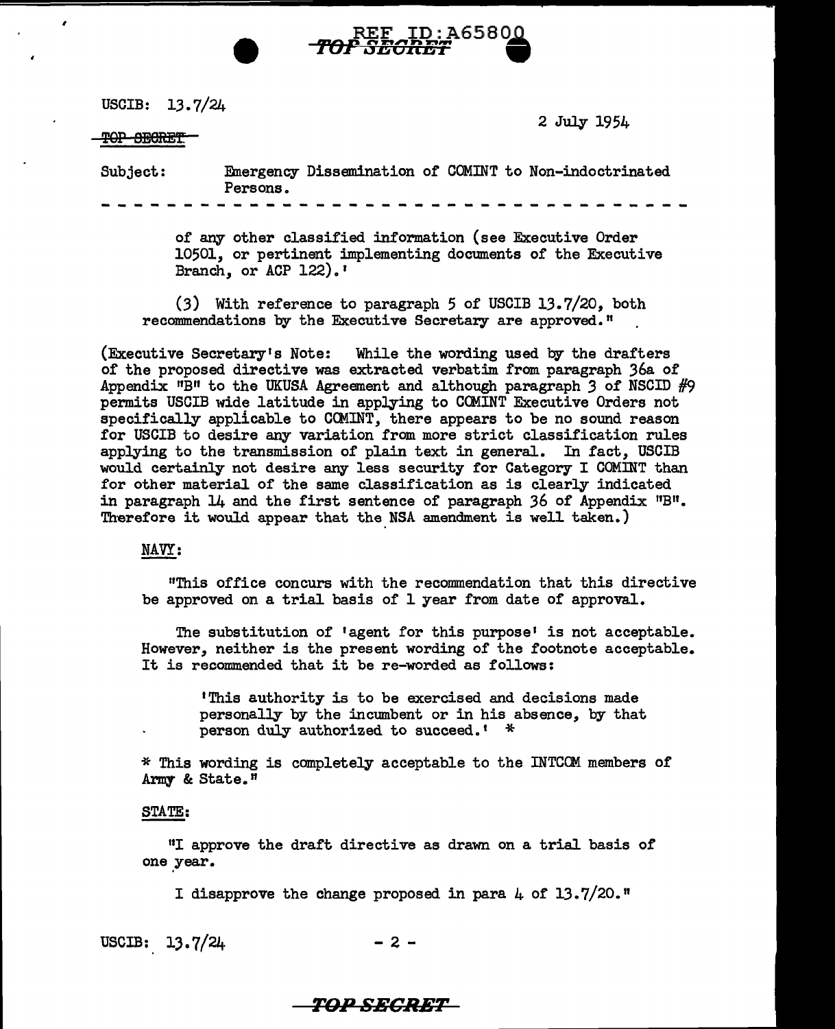USCIB: 13.7/24

2 July 1954

~~TOP SECRET~~

Subject: Emergency Dissemination of COMINT to Non-indoctrinated Persons.

- - - - - - - - - - - - - - - - - - - - - - - - - - - - - - - - - - - -

of any other classified information (see Executive Order 10501, or pertinent implementing documents of the Executive Branch, or ACP 122).'

(3) With reference to paragraph 5 of USCIB 13.7/20, both recommendations by the Executive Secretary are approved."

(Executive Secretary's Note: While the wording used by the drafters of the proposed directive was extracted verbatim from paragraph 36a of Appendix "B" to the UKUSA Agreement and although paragraph 3 of NSCID #9 permits USCIB wide latitude in applying to COMINT Executive Orders not specifically applicable to COMINT, there appears to be no sound reason for USCIB to desire any variation from more strict classification rules applying to the transmission of plain text in general. In fact, USCIB would certainly not desire any less security for Category I COMINT than for other material of the same classification as is clearly indicated in paragraph 14 and the first sentence of paragraph 36 of Appendix "B". Therefore it would appear that the NSA amendment is well taken.)

NAVY:

"This office concurs with the recommendation that this directive be approved on a trial basis of 1 year from date of approval.

The substitution of 'agent for this purpose' is not acceptable. However, neither is the present wording of the footnote acceptable. It is recommended that it be re-worded as follows:

> 'This authority is to be exercised and decisions made personally by the incumbent or in his absence, by that person duly authorized to succeed.' *

* This wording is completely acceptable to the INTCOM members of Army & State."

STATE:

"I approve the draft directive as drawn on a trial basis of one year.

I disapprove the change proposed in para 4 of 13.7/20."

USCIB: 13.7/24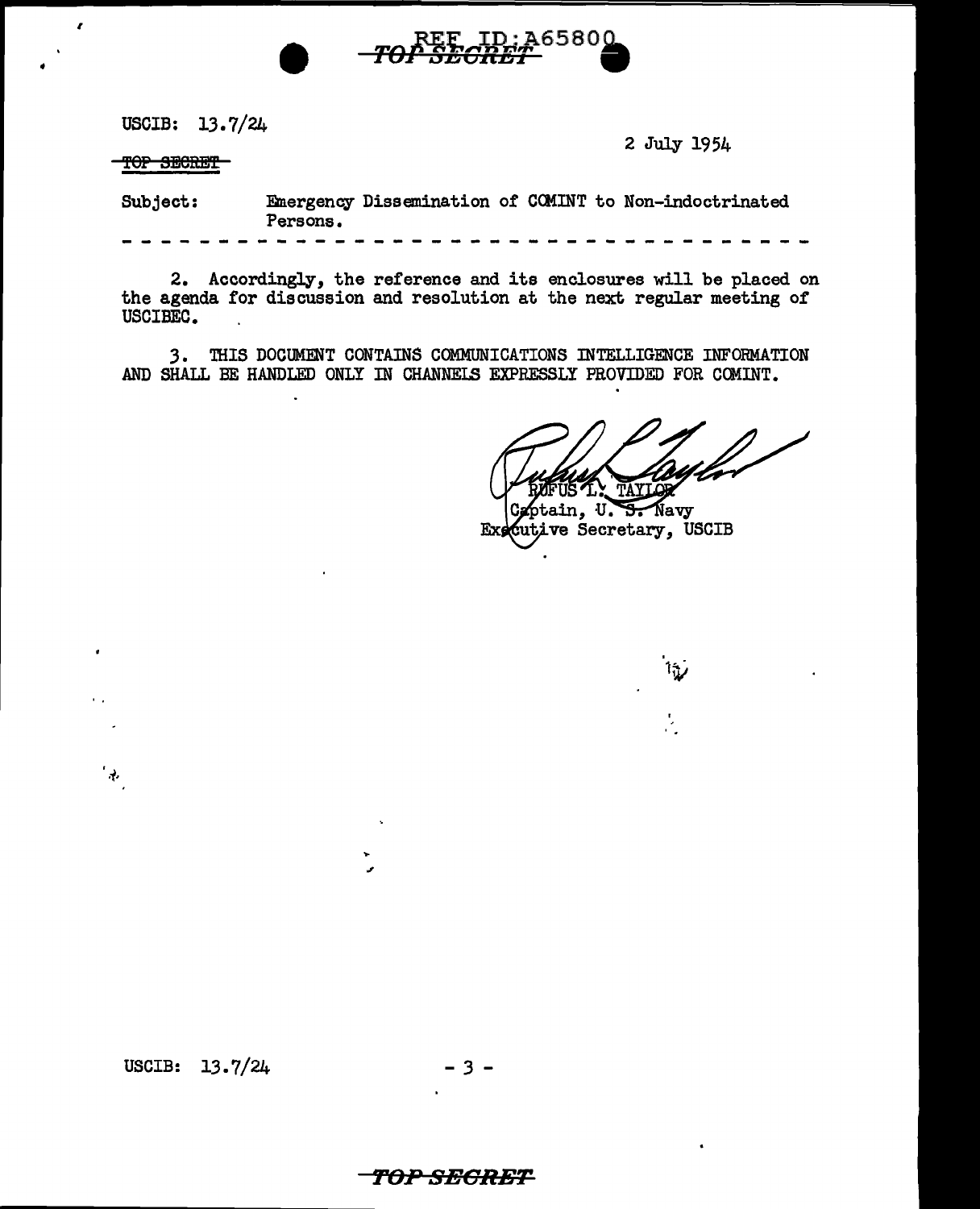USCIB: 13.7/24

2 July 1954

~~TOP SECRET~~

Subject: Emergency Dissemination of COMINT to Non-indoctrinated Persons.

- - - - - - - - - - - - - - - - - - - - - - - - - - - - - - - - - -

2. Accordingly, the reference and its enclosures will be placed on the agenda for discussion and resolution at the next regular meeting of USCIBEC.

3. THIS DOCUMENT CONTAINS COMMUNICATIONS INTELLIGENCE INFORMATION AND SHALL BE HANDLED ONLY IN CHANNELS EXPRESSLY PROVIDED FOR COMINT.

RUFUS L. TAYLOR
Captain, U. S. Navy
Executive Secretary, USCIB